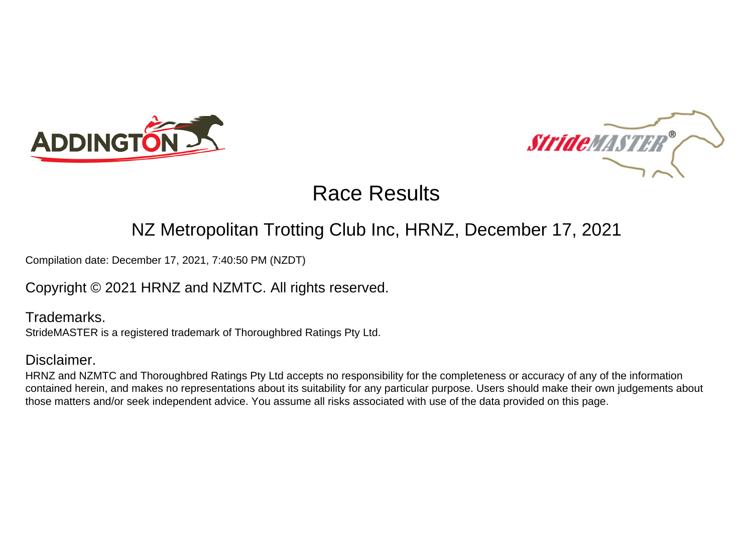# Race Results

## NZ Metropolitan Trotting Club Inc, HRNZ, December 17, 2021

Compilation date: December 17, 2021, 7:40:50 PM (NZDT)

Copyright © 2021 HRNZ and NZMTC. All rights reserved.

### Trademarks.

StrideMASTER is a registered trademark of Thoroughbred Ratings Pty Ltd.

### Disclaimer.

HRNZ and NZMTC and Thoroughbred Ratings Pty Ltd accepts no responsibility for the completeness or accuracy of any of the information contained herein, and makes no representations about its suitability for any particular purpose. Users should make their own judgements about those matters and/or seek independent advice. You assume all risks associated with use of the data provided on this page.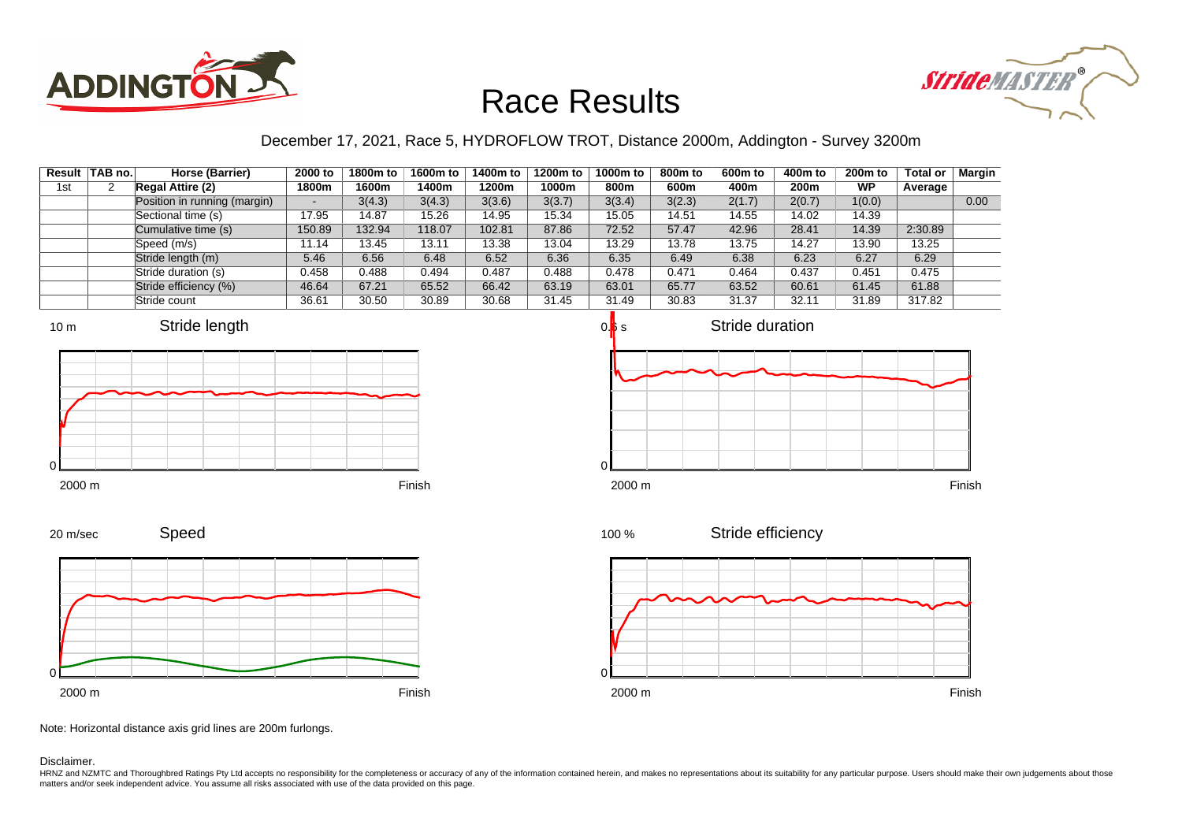# Race Results

December 17, 2021, Race 5, HYDROFLOW TROT, Distance 2000m, Addington - Survey 3200m

| Result | TAB no. | Horse (Barrier) | 2000 to 1800m | 1800m to 1600m | 1600m to 1400m | 1400m to 1200m | 1200m to 1000m | 1000m to 800m | 800m to 600m | 600m to 400m | 400m to 200m | 200m to WP | Total or Average | Margin |
|---|---|---|---|---|---|---|---|---|---|---|---|---|---|---|
| 1st | 2 | **Regal Attire (2)** | | | | | | | | | | | | |
| | | Position in running (margin) | - | 3(4.3) | 3(4.3) | 3(3.6) | 3(3.7) | 3(3.4) | 3(2.3) | 2(1.7) | 2(0.7) | 1(0.0) | | 0.00 |
| | | Sectional time (s) | 17.95 | 14.87 | 15.26 | 14.95 | 15.34 | 15.05 | 14.51 | 14.55 | 14.02 | 14.39 | | |
| | | Cumulative time (s) | 150.89 | 132.94 | 118.07 | 102.81 | 87.86 | 72.52 | 57.47 | 42.96 | 28.41 | 14.39 | 2:30.89 | |
| | | Speed (m/s) | 11.14 | 13.45 | 13.11 | 13.38 | 13.04 | 13.29 | 13.78 | 13.75 | 14.27 | 13.90 | 13.25 | |
| | | Stride length (m) | 5.46 | 6.56 | 6.48 | 6.52 | 6.36 | 6.35 | 6.49 | 6.38 | 6.23 | 6.27 | 6.29 | |
| | | Stride duration (s) | 0.458 | 0.488 | 0.494 | 0.487 | 0.488 | 0.478 | 0.471 | 0.464 | 0.437 | 0.451 | 0.475 | |
| | | Stride efficiency (%) | 46.64 | 67.21 | 65.52 | 66.42 | 63.19 | 63.01 | 65.77 | 63.52 | 60.61 | 61.45 | 61.88 | |
| | | Stride count | 36.61 | 30.50 | 30.89 | 30.68 | 31.45 | 31.49 | 30.83 | 31.37 | 32.11 | 31.89 | 317.82 | |

Note: Horizontal distance axis grid lines are 200m furlongs.

Disclaimer.

HRNZ and NZMTC and Thoroughbred Ratings Pty Ltd accepts no responsibility for the completeness or accuracy of any of the information contained herein, and makes no representations about its suitability for any particular purpose. Users should make their own judgements about those matters and/or seek independent advice. You assume all risks associated with use of the data provided on this page.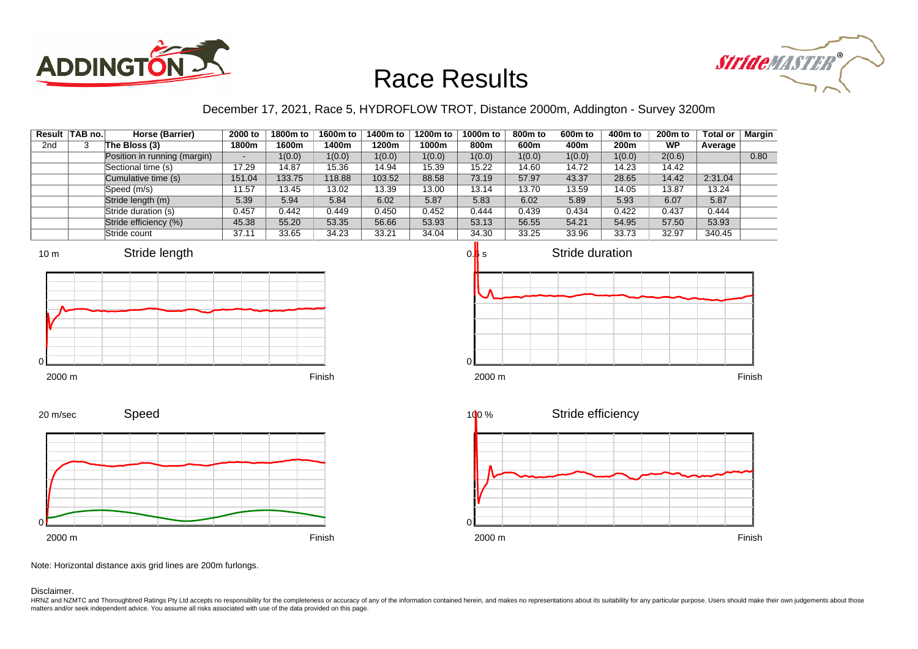# Race Results

December 17, 2021, Race 5, HYDROFLOW TROT, Distance 2000m, Addington - Survey 3200m

| Result | TAB no. | Horse (Barrier) | 2000 to 1800m | 1800m to 1600m | 1600m to 1400m | 1400m to 1200m | 1200m to 1000m | 1000m to 800m | 800m to 600m | 600m to 400m | 400m to 200m | 200m to WP | Total or Average | Margin |
|---|---|---|---|---|---|---|---|---|---|---|---|---|---|---|
| 2nd | 3 | The Bloss (3) | | | | | | | | | | | | |
| | | Position in running (margin) | - | 1(0.0) | 1(0.0) | 1(0.0) | 1(0.0) | 1(0.0) | 1(0.0) | 1(0.0) | 1(0.0) | 2(0.6) | | 0.80 |
| | | Sectional time (s) | 17.29 | 14.87 | 15.36 | 14.94 | 15.39 | 15.22 | 14.60 | 14.72 | 14.23 | 14.42 | | |
| | | Cumulative time (s) | 151.04 | 133.75 | 118.88 | 103.52 | 88.58 | 73.19 | 57.97 | 43.37 | 28.65 | 14.42 | 2:31.04 | |
| | | Speed (m/s) | 11.57 | 13.45 | 13.02 | 13.39 | 13.00 | 13.14 | 13.70 | 13.59 | 14.05 | 13.87 | 13.24 | |
| | | Stride length (m) | 5.39 | 5.94 | 5.84 | 6.02 | 5.87 | 5.83 | 6.02 | 5.89 | 5.93 | 6.07 | 5.87 | |
| | | Stride duration (s) | 0.457 | 0.442 | 0.449 | 0.450 | 0.452 | 0.444 | 0.439 | 0.434 | 0.422 | 0.437 | 0.444 | |
| | | Stride efficiency (%) | 45.38 | 55.20 | 53.35 | 56.66 | 53.93 | 53.13 | 56.55 | 54.21 | 54.95 | 57.50 | 53.93 | |
| | | Stride count | 37.11 | 33.65 | 34.23 | 33.21 | 34.04 | 34.30 | 33.25 | 33.96 | 33.73 | 32.97 | 340.45 | |

Note: Horizontal distance axis grid lines are 200m furlongs.

Disclaimer.

HRNZ and NZMTC and Thoroughbred Ratings Pty Ltd accepts no responsibility for the completeness or accuracy of any of the information contained herein, and makes no representations about its suitability for any particular purpose. Users should make their own judgements about those matters and/or seek independent advice. You assume all risks associated with use of the data provided on this page.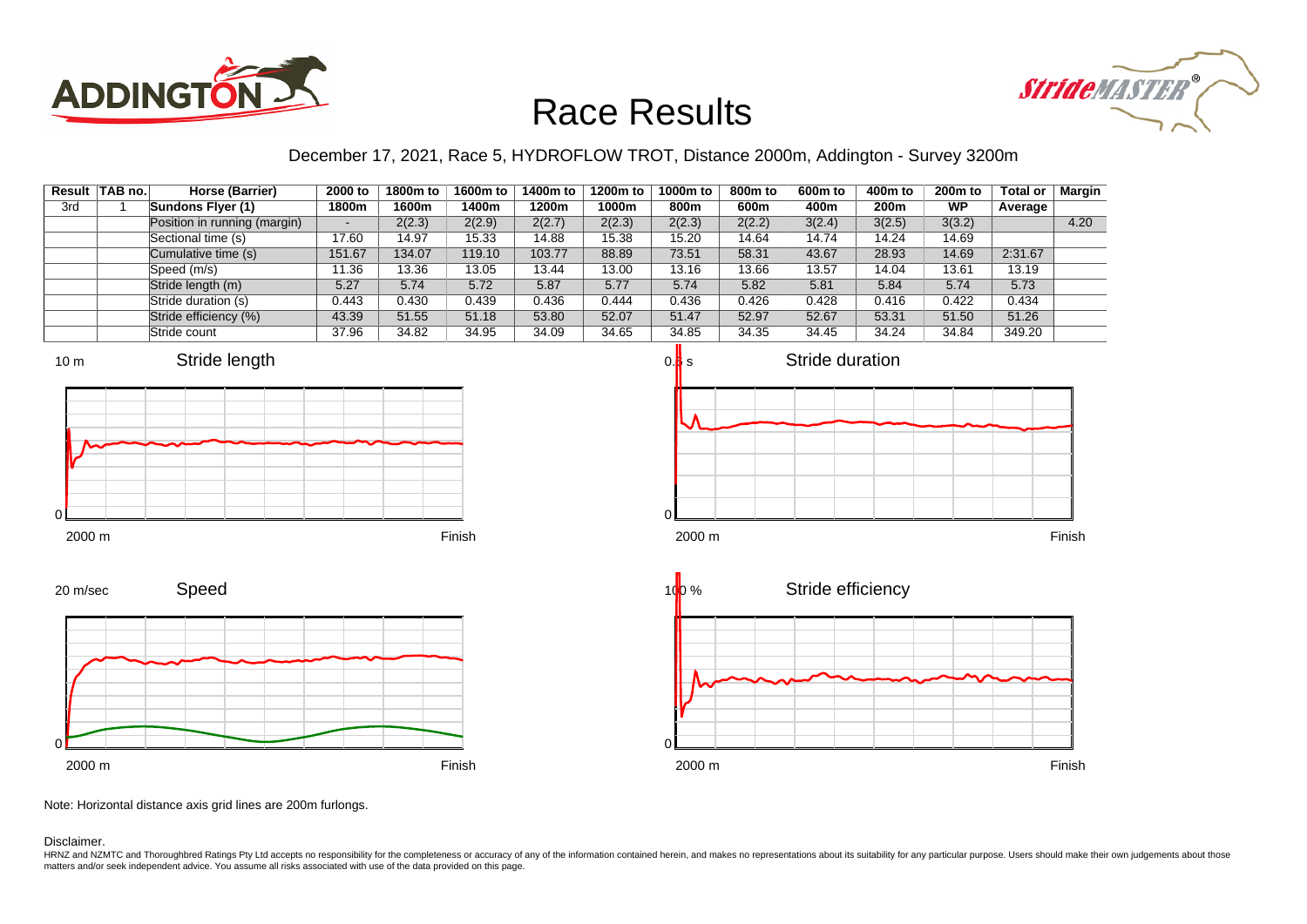# Race Results

December 17, 2021, Race 5, HYDROFLOW TROT, Distance 2000m, Addington - Survey 3200m

| Result | TAB no. | Horse (Barrier) | 2000 to 1800m | 1800m to 1600m | 1600m to 1400m | 1400m to 1200m | 1200m to 1000m | 1000m to 800m | 800m to 600m | 600m to 400m | 400m to 200m | 200m to WP | Total or Average | Margin |
|---|---|---|---|---|---|---|---|---|---|---|---|---|---|---|
| 3rd | 1 | **Sundons Flyer (1)** | | | | | | | | | | | | |
| | | Position in running (margin) | - | 2(2.3) | 2(2.9) | 2(2.7) | 2(2.3) | 2(2.3) | 2(2.2) | 3(2.4) | 3(2.5) | 3(3.2) | | 4.20 |
| | | Sectional time (s) | 17.60 | 14.97 | 15.33 | 14.88 | 15.38 | 15.20 | 14.64 | 14.74 | 14.24 | 14.69 | | |
| | | Cumulative time (s) | 151.67 | 134.07 | 119.10 | 103.77 | 88.89 | 73.51 | 58.31 | 43.67 | 28.93 | 14.69 | 2:31.67 | |
| | | Speed (m/s) | 11.36 | 13.36 | 13.05 | 13.44 | 13.00 | 13.16 | 13.66 | 13.57 | 14.04 | 13.61 | 13.19 | |
| | | Stride length (m) | 5.27 | 5.74 | 5.72 | 5.87 | 5.77 | 5.74 | 5.82 | 5.81 | 5.84 | 5.74 | 5.73 | |
| | | Stride duration (s) | 0.443 | 0.430 | 0.439 | 0.436 | 0.444 | 0.436 | 0.426 | 0.428 | 0.416 | 0.422 | 0.434 | |
| | | Stride efficiency (%) | 43.39 | 51.55 | 51.18 | 53.80 | 52.07 | 51.47 | 52.97 | 52.67 | 53.31 | 51.50 | 51.26 | |
| | | Stride count | 37.96 | 34.82 | 34.95 | 34.09 | 34.65 | 34.85 | 34.35 | 34.45 | 34.24 | 34.84 | 349.20 | |

Stride length (10 m; 0; 2000 m – Finish)

Stride duration (0.5 s; 0; 2000 m – Finish)

Speed (20 m/sec; 0; 2000 m – Finish)

Stride efficiency (100 %; 0; 2000 m – Finish)

Note: Horizontal distance axis grid lines are 200m furlongs.

Disclaimer.

HRNZ and NZMTC and Thoroughbred Ratings Pty Ltd accepts no responsibility for the completeness or accuracy of any of the information contained herein, and makes no representations about its suitability for any particular purpose. Users should make their own judgements about those matters and/or seek independent advice. You assume all risks associated with use of the data provided on this page.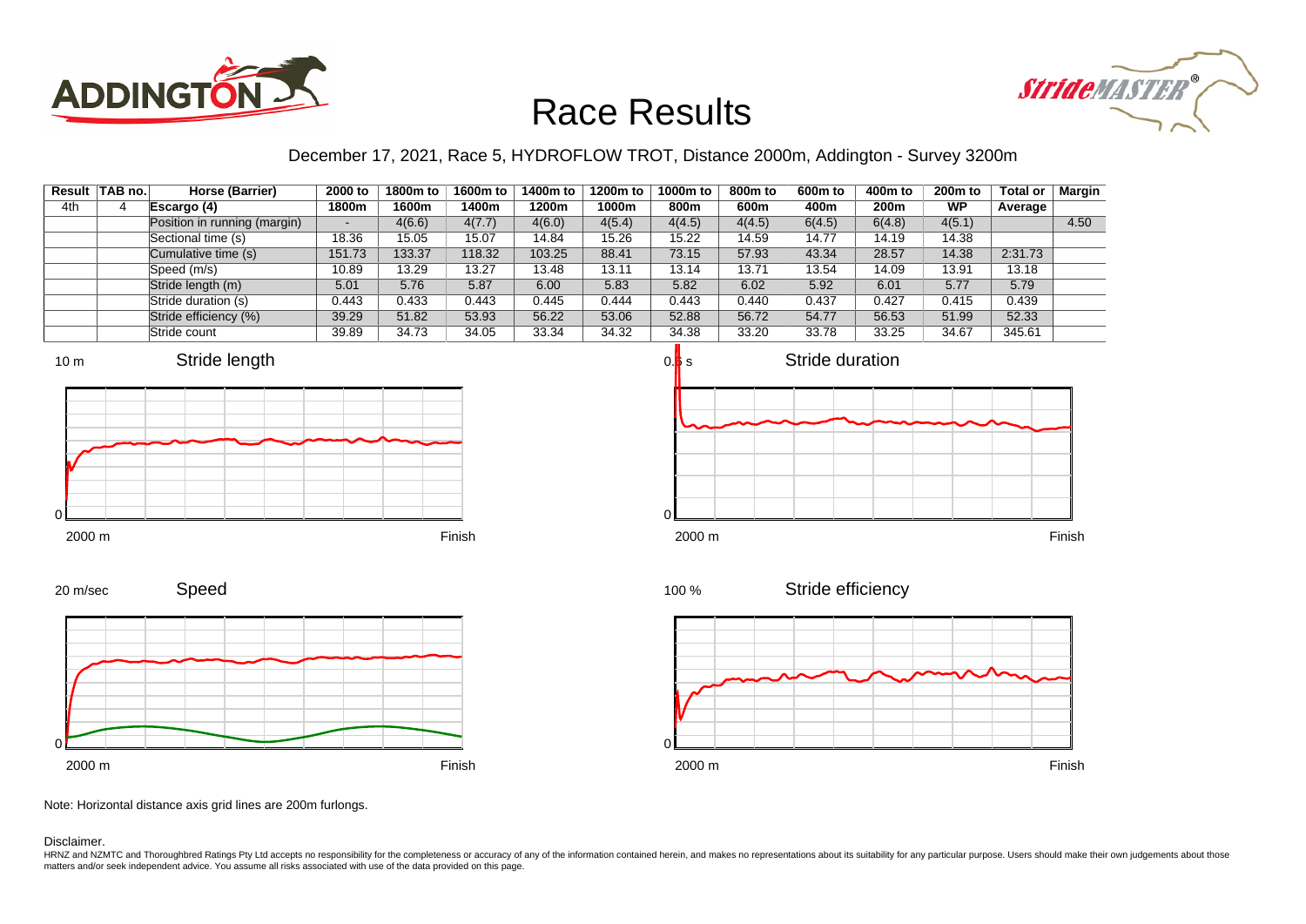# Race Results

December 17, 2021, Race 5, HYDROFLOW TROT, Distance 2000m, Addington - Survey 3200m

| Result | TAB no. | Horse (Barrier) | 2000 to 1800m | 1800m to 1600m | 1600m to 1400m | 1400m to 1200m | 1200m to 1000m | 1000m to 800m | 800m to 600m | 600m to 400m | 400m to 200m | 200m to WP | Total or Average | Margin |
|---|---|---|---|---|---|---|---|---|---|---|---|---|---|---|
| 4th | 4 | **Escargo (4)** | | | | | | | | | | | | |
| | | Position in running (margin) | - | 4(6.6) | 4(7.7) | 4(6.0) | 4(5.4) | 4(4.5) | 4(4.5) | 6(4.5) | 6(4.8) | 4(5.1) | | 4.50 |
| | | Sectional time (s) | 18.36 | 15.05 | 15.07 | 14.84 | 15.26 | 15.22 | 14.59 | 14.77 | 14.19 | 14.38 | | |
| | | Cumulative time (s) | 151.73 | 133.37 | 118.32 | 103.25 | 88.41 | 73.15 | 57.93 | 43.34 | 28.57 | 14.38 | 2:31.73 | |
| | | Speed (m/s) | 10.89 | 13.29 | 13.27 | 13.48 | 13.11 | 13.14 | 13.71 | 13.54 | 14.09 | 13.91 | 13.18 | |
| | | Stride length (m) | 5.01 | 5.76 | 5.87 | 6.00 | 5.83 | 5.82 | 6.02 | 5.92 | 6.01 | 5.77 | 5.79 | |
| | | Stride duration (s) | 0.443 | 0.433 | 0.443 | 0.445 | 0.444 | 0.443 | 0.440 | 0.437 | 0.427 | 0.415 | 0.439 | |
| | | Stride efficiency (%) | 39.29 | 51.82 | 53.93 | 56.22 | 53.06 | 52.88 | 56.72 | 54.77 | 56.53 | 51.99 | 52.33 | |
| | | Stride count | 39.89 | 34.73 | 34.05 | 33.34 | 34.32 | 34.38 | 33.20 | 33.78 | 33.25 | 34.67 | 345.61 | |

Note: Horizontal distance axis grid lines are 200m furlongs.

Disclaimer.

HRNZ and NZMTC and Thoroughbred Ratings Pty Ltd accepts no responsibility for the completeness or accuracy of any of the information contained herein, and makes no representations about its suitability for any particular purpose. Users should make their own judgements about those matters and/or seek independent advice. You assume all risks associated with use of the data provided on this page.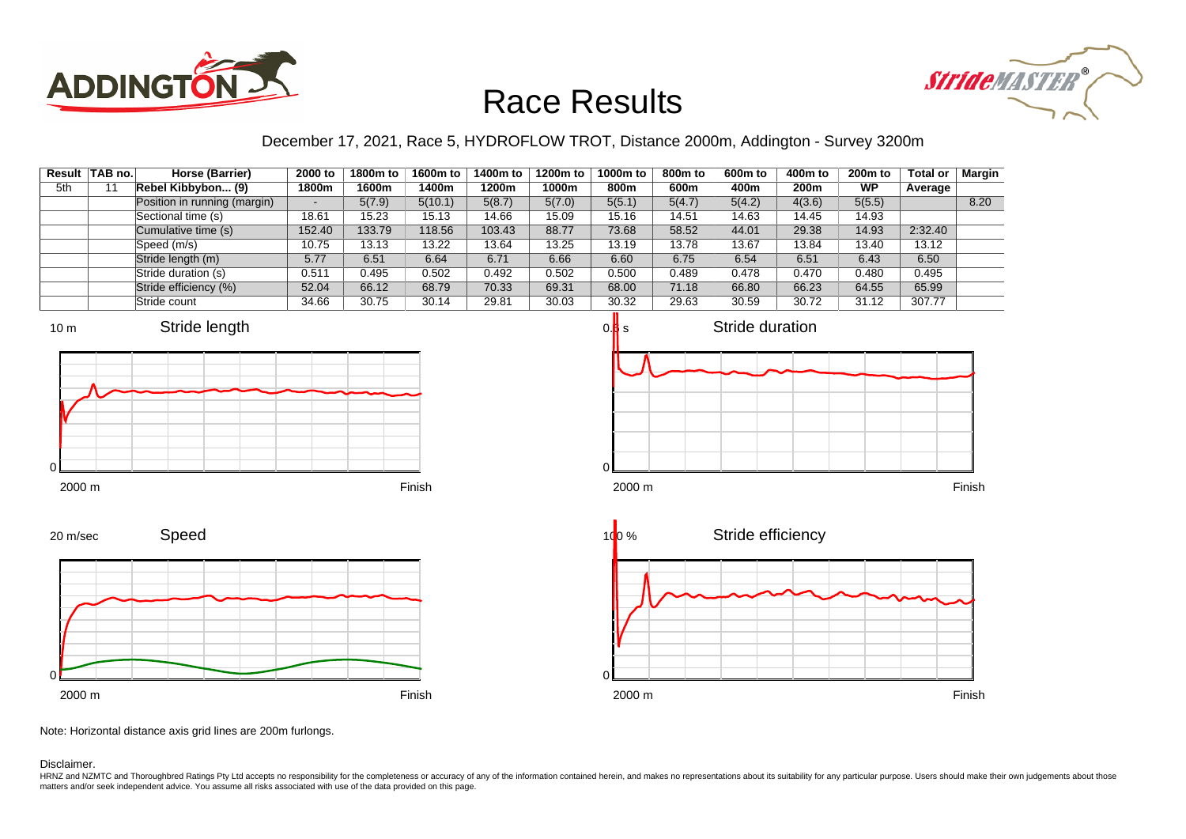# Race Results

December 17, 2021, Race 5, HYDROFLOW TROT, Distance 2000m, Addington - Survey 3200m

| Result | TAB no. | Horse (Barrier) | 2000 to 1800m | 1800m to 1600m | 1600m to 1400m | 1400m to 1200m | 1200m to 1000m | 1000m to 800m | 800m to 600m | 600m to 400m | 400m to 200m | 200m to WP | Total or Average | Margin |
|---|---|---|---|---|---|---|---|---|---|---|---|---|---|---|
| 5th | 11 | Rebel Kibbybon... (9) | | | | | | | | | | | | |
| | | Position in running (margin) | - | 5(7.9) | 5(10.1) | 5(8.7) | 5(7.0) | 5(5.1) | 5(4.7) | 5(4.2) | 4(3.6) | 5(5.5) | | 8.20 |
| | | Sectional time (s) | 18.61 | 15.23 | 15.13 | 14.66 | 15.09 | 15.16 | 14.51 | 14.63 | 14.45 | 14.93 | | |
| | | Cumulative time (s) | 152.40 | 133.79 | 118.56 | 103.43 | 88.77 | 73.68 | 58.52 | 44.01 | 29.38 | 14.93 | 2:32.40 | |
| | | Speed (m/s) | 10.75 | 13.13 | 13.22 | 13.64 | 13.25 | 13.19 | 13.78 | 13.67 | 13.84 | 13.40 | 13.12 | |
| | | Stride length (m) | 5.77 | 6.51 | 6.64 | 6.71 | 6.66 | 6.60 | 6.75 | 6.54 | 6.51 | 6.43 | 6.50 | |
| | | Stride duration (s) | 0.511 | 0.495 | 0.502 | 0.492 | 0.502 | 0.500 | 0.489 | 0.478 | 0.470 | 0.480 | 0.495 | |
| | | Stride efficiency (%) | 52.04 | 66.12 | 68.79 | 70.33 | 69.31 | 68.00 | 71.18 | 66.80 | 66.23 | 64.55 | 65.99 | |
| | | Stride count | 34.66 | 30.75 | 30.14 | 29.81 | 30.03 | 30.32 | 29.63 | 30.59 | 30.72 | 31.12 | 307.77 | |

Note: Horizontal distance axis grid lines are 200m furlongs.

Disclaimer.

HRNZ and NZMTC and Thoroughbred Ratings Pty Ltd accepts no responsibility for the completeness or accuracy of any of the information contained herein, and makes no representations about its suitability for any particular purpose. Users should make their own judgements about those matters and/or seek independent advice. You assume all risks associated with use of the data provided on this page.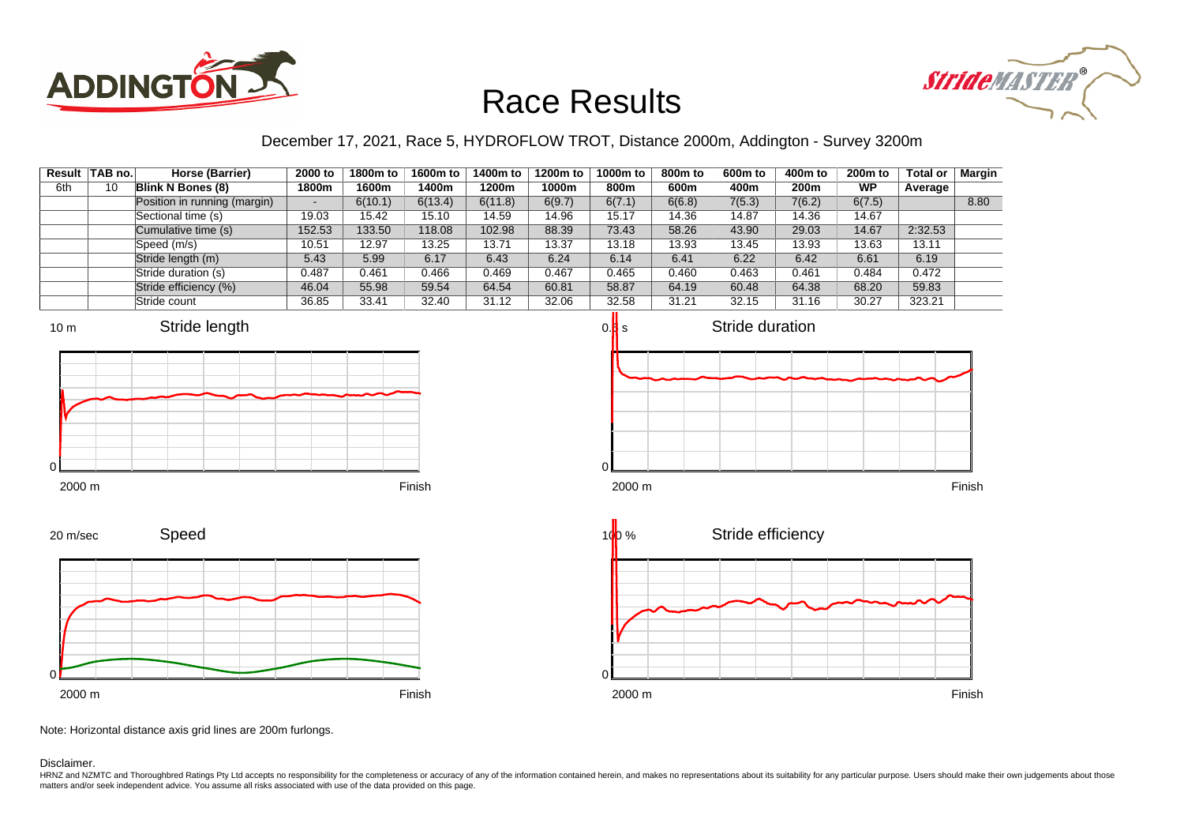# Race Results

December 17, 2021, Race 5, HYDROFLOW TROT, Distance 2000m, Addington - Survey 3200m

| Result | TAB no. | Horse (Barrier) | 2000 to 1800m | 1800m to 1600m | 1600m to 1400m | 1400m to 1200m | 1200m to 1000m | 1000m to 800m | 800m to 600m | 600m to 400m | 400m to 200m | 200m to WP | Total or Average | Margin |
|---|---|---|---|---|---|---|---|---|---|---|---|---|---|---|
| 6th | 10 | **Blink N Bones (8)** | | | | | | | | | | | | |
| | | Position in running (margin) | - | 6(10.1) | 6(13.4) | 6(11.8) | 6(9.7) | 6(7.1) | 6(6.8) | 7(5.3) | 7(6.2) | 6(7.5) | | 8.80 |
| | | Sectional time (s) | 19.03 | 15.42 | 15.10 | 14.59 | 14.96 | 15.17 | 14.36 | 14.87 | 14.36 | 14.67 | | |
| | | Cumulative time (s) | 152.53 | 133.50 | 118.08 | 102.98 | 88.39 | 73.43 | 58.26 | 43.90 | 29.03 | 14.67 | 2:32.53 | |
| | | Speed (m/s) | 10.51 | 12.97 | 13.25 | 13.71 | 13.37 | 13.18 | 13.93 | 13.45 | 13.93 | 13.63 | 13.11 | |
| | | Stride length (m) | 5.43 | 5.99 | 6.17 | 6.43 | 6.24 | 6.14 | 6.41 | 6.22 | 6.42 | 6.61 | 6.19 | |
| | | Stride duration (s) | 0.487 | 0.461 | 0.466 | 0.469 | 0.467 | 0.465 | 0.460 | 0.463 | 0.461 | 0.484 | 0.472 | |
| | | Stride efficiency (%) | 46.04 | 55.98 | 59.54 | 64.54 | 60.81 | 58.87 | 64.19 | 60.48 | 64.38 | 68.20 | 59.83 | |
| | | Stride count | 36.85 | 33.41 | 32.40 | 31.12 | 32.06 | 32.58 | 31.21 | 32.15 | 31.16 | 30.27 | 323.21 | |

Note: Horizontal distance axis grid lines are 200m furlongs.

Disclaimer.

HRNZ and NZMTC and Thoroughbred Ratings Pty Ltd accepts no responsibility for the completeness or accuracy of any of the information contained herein, and makes no representations about its suitability for any particular purpose. Users should make their own judgements about those matters and/or seek independent advice. You assume all risks associated with use of the data provided on this page.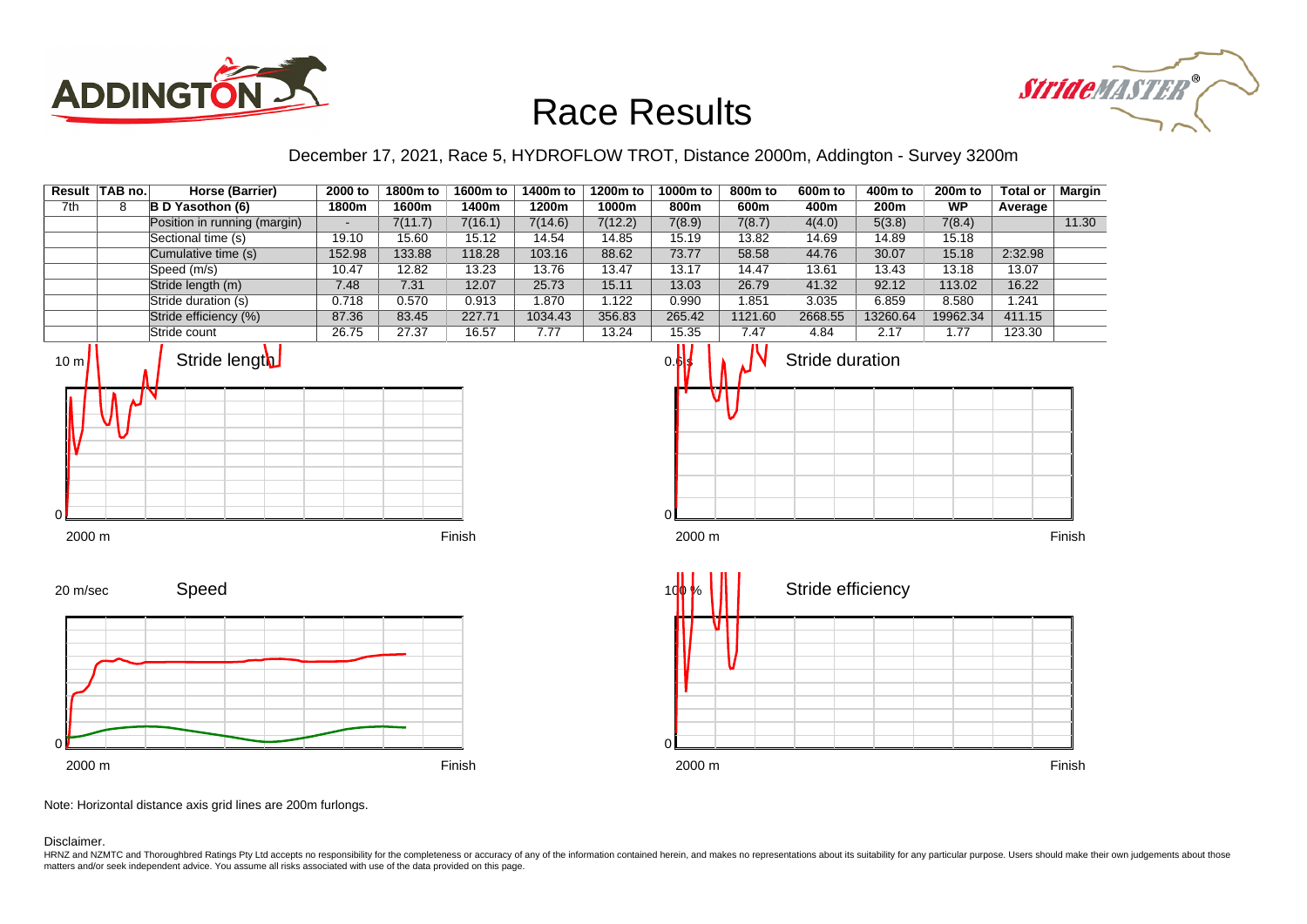# Race Results

December 17, 2021, Race 5, HYDROFLOW TROT, Distance 2000m, Addington - Survey 3200m

| Result | TAB no. | Horse (Barrier) | 2000 to 1800m | 1800m to 1600m | 1600m to 1400m | 1400m to 1200m | 1200m to 1000m | 1000m to 800m | 800m to 600m | 600m to 400m | 400m to 200m | 200m to WP | Total or Average | Margin |
|---|---|---|---|---|---|---|---|---|---|---|---|---|---|---|
| 7th | 8 | **B D Yasothon (6)** | | | | | | | | | | | | |
| | | Position in running (margin) | - | 7(11.7) | 7(16.1) | 7(14.6) | 7(12.2) | 7(8.9) | 7(8.7) | 4(4.0) | 5(3.8) | 7(8.4) | | 11.30 |
| | | Sectional time (s) | 19.10 | 15.60 | 15.12 | 14.54 | 14.85 | 15.19 | 13.82 | 14.69 | 14.89 | 15.18 | | |
| | | Cumulative time (s) | 152.98 | 133.88 | 118.28 | 103.16 | 88.62 | 73.77 | 58.58 | 44.76 | 30.07 | 15.18 | 2:32.98 | |
| | | Speed (m/s) | 10.47 | 12.82 | 13.23 | 13.76 | 13.47 | 13.17 | 14.47 | 13.61 | 13.43 | 13.18 | 13.07 | |
| | | Stride length (m) | 7.48 | 7.31 | 12.07 | 25.73 | 15.11 | 13.03 | 26.79 | 41.32 | 92.12 | 113.02 | 16.22 | |
| | | Stride duration (s) | 0.718 | 0.570 | 0.913 | 1.870 | 1.122 | 0.990 | 1.851 | 3.035 | 6.859 | 8.580 | 1.241 | |
| | | Stride efficiency (%) | 87.36 | 83.45 | 227.71 | 1034.43 | 356.83 | 265.42 | 1121.60 | 2668.55 | 13260.64 | 19962.34 | 411.15 | |
| | | Stride count | 26.75 | 27.37 | 16.57 | 7.77 | 13.24 | 15.35 | 7.47 | 4.84 | 2.17 | 1.77 | 123.30 | |

Note: Horizontal distance axis grid lines are 200m furlongs.

Disclaimer.

HRNZ and NZMTC and Thoroughbred Ratings Pty Ltd accepts no responsibility for the completeness or accuracy of any of the information contained herein, and makes no representations about its suitability for any particular purpose. Users should make their own judgements about those matters and/or seek independent advice. You assume all risks associated with use of the data provided on this page.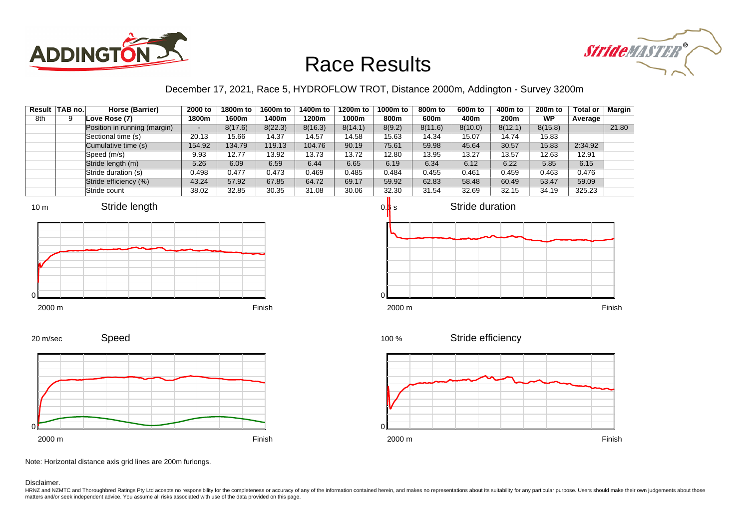# Race Results

December 17, 2021, Race 5, HYDROFLOW TROT, Distance 2000m, Addington - Survey 3200m

| Result | TAB no. | Horse (Barrier) | 2000 to 1800m | 1800m to 1600m | 1600m to 1400m | 1400m to 1200m | 1200m to 1000m | 1000m to 800m | 800m to 600m | 600m to 400m | 400m to 200m | 200m to WP | Total or Average | Margin |
|---|---|---|---|---|---|---|---|---|---|---|---|---|---|---|
| 8th | 9 | Love Rose (7) | | | | | | | | | | | | |
| | | Position in running (margin) | - | 8(17.6) | 8(22.3) | 8(16.3) | 8(14.1) | 8(9.2) | 8(11.6) | 8(10.0) | 8(12.1) | 8(15.8) | | 21.80 |
| | | Sectional time (s) | 20.13 | 15.66 | 14.37 | 14.57 | 14.58 | 15.63 | 14.34 | 15.07 | 14.74 | 15.83 | | |
| | | Cumulative time (s) | 154.92 | 134.79 | 119.13 | 104.76 | 90.19 | 75.61 | 59.98 | 45.64 | 30.57 | 15.83 | 2:34.92 | |
| | | Speed (m/s) | 9.93 | 12.77 | 13.92 | 13.73 | 13.72 | 12.80 | 13.95 | 13.27 | 13.57 | 12.63 | 12.91 | |
| | | Stride length (m) | 5.26 | 6.09 | 6.59 | 6.44 | 6.65 | 6.19 | 6.34 | 6.12 | 6.22 | 5.85 | 6.15 | |
| | | Stride duration (s) | 0.498 | 0.477 | 0.473 | 0.469 | 0.485 | 0.484 | 0.455 | 0.461 | 0.459 | 0.463 | 0.476 | |
| | | Stride efficiency (%) | 43.24 | 57.92 | 67.85 | 64.72 | 69.17 | 59.92 | 62.83 | 58.48 | 60.49 | 53.47 | 59.09 | |
| | | Stride count | 38.02 | 32.85 | 30.35 | 31.08 | 30.06 | 32.30 | 31.54 | 32.69 | 32.15 | 34.19 | 325.23 | |

Note: Horizontal distance axis grid lines are 200m furlongs.

Disclaimer.

HRNZ and NZMTC and Thoroughbred Ratings Pty Ltd accepts no responsibility for the completeness or accuracy of any of the information contained herein, and makes no representations about its suitability for any particular purpose. Users should make their own judgements about those matters and/or seek independent advice. You assume all risks associated with use of the data provided on this page.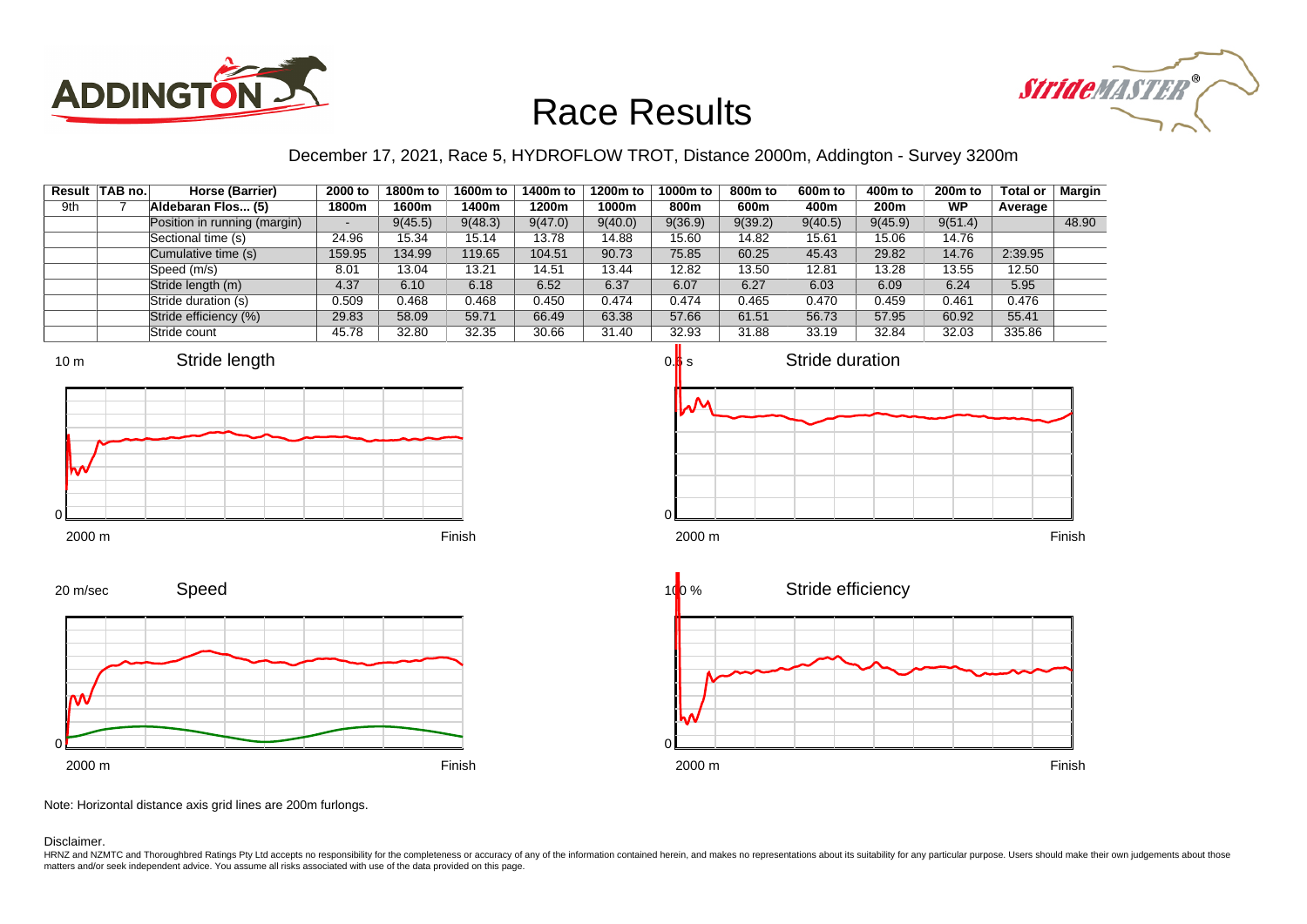# Race Results

December 17, 2021, Race 5, HYDROFLOW TROT, Distance 2000m, Addington - Survey 3200m

| Result | TAB no. | Horse (Barrier) | 2000 to 1800m | 1800m to 1600m | 1600m to 1400m | 1400m to 1200m | 1200m to 1000m | 1000m to 800m | 800m to 600m | 600m to 400m | 400m to 200m | 200m to WP | Total or Average | Margin |
|---|---|---|---|---|---|---|---|---|---|---|---|---|---|---|
| 9th | 7 | Aldebaran Flos... (5) | | | | | | | | | | | | |
| | | Position in running (margin) | - | 9(45.5) | 9(48.3) | 9(47.0) | 9(40.0) | 9(36.9) | 9(39.2) | 9(40.5) | 9(45.9) | 9(51.4) | | 48.90 |
| | | Sectional time (s) | 24.96 | 15.34 | 15.14 | 13.78 | 14.88 | 15.60 | 14.82 | 15.61 | 15.06 | 14.76 | | |
| | | Cumulative time (s) | 159.95 | 134.99 | 119.65 | 104.51 | 90.73 | 75.85 | 60.25 | 45.43 | 29.82 | 14.76 | 2:39.95 | |
| | | Speed (m/s) | 8.01 | 13.04 | 13.21 | 14.51 | 13.44 | 12.82 | 13.50 | 12.81 | 13.28 | 13.55 | 12.50 | |
| | | Stride length (m) | 4.37 | 6.10 | 6.18 | 6.52 | 6.37 | 6.07 | 6.27 | 6.03 | 6.09 | 6.24 | 5.95 | |
| | | Stride duration (s) | 0.509 | 0.468 | 0.468 | 0.450 | 0.474 | 0.474 | 0.465 | 0.470 | 0.459 | 0.461 | 0.476 | |
| | | Stride efficiency (%) | 29.83 | 58.09 | 59.71 | 66.49 | 63.38 | 57.66 | 61.51 | 56.73 | 57.95 | 60.92 | 55.41 | |
| | | Stride count | 45.78 | 32.80 | 32.35 | 30.66 | 31.40 | 32.93 | 31.88 | 33.19 | 32.84 | 32.03 | 335.86 | |

Stride length
10 m
0
2000 m
Finish

Stride duration
0.5 s
0
2000 m
Finish

Speed
20 m/sec
0
2000 m
Finish

Stride efficiency
100 %
0
2000 m
Finish

Note: Horizontal distance axis grid lines are 200m furlongs.

Disclaimer.

HRNZ and NZMTC and Thoroughbred Ratings Pty Ltd accepts no responsibility for the completeness or accuracy of any of the information contained herein, and makes no representations about its suitability for any particular purpose. Users should make their own judgements about those matters and/or seek independent advice. You assume all risks associated with use of the data provided on this page.